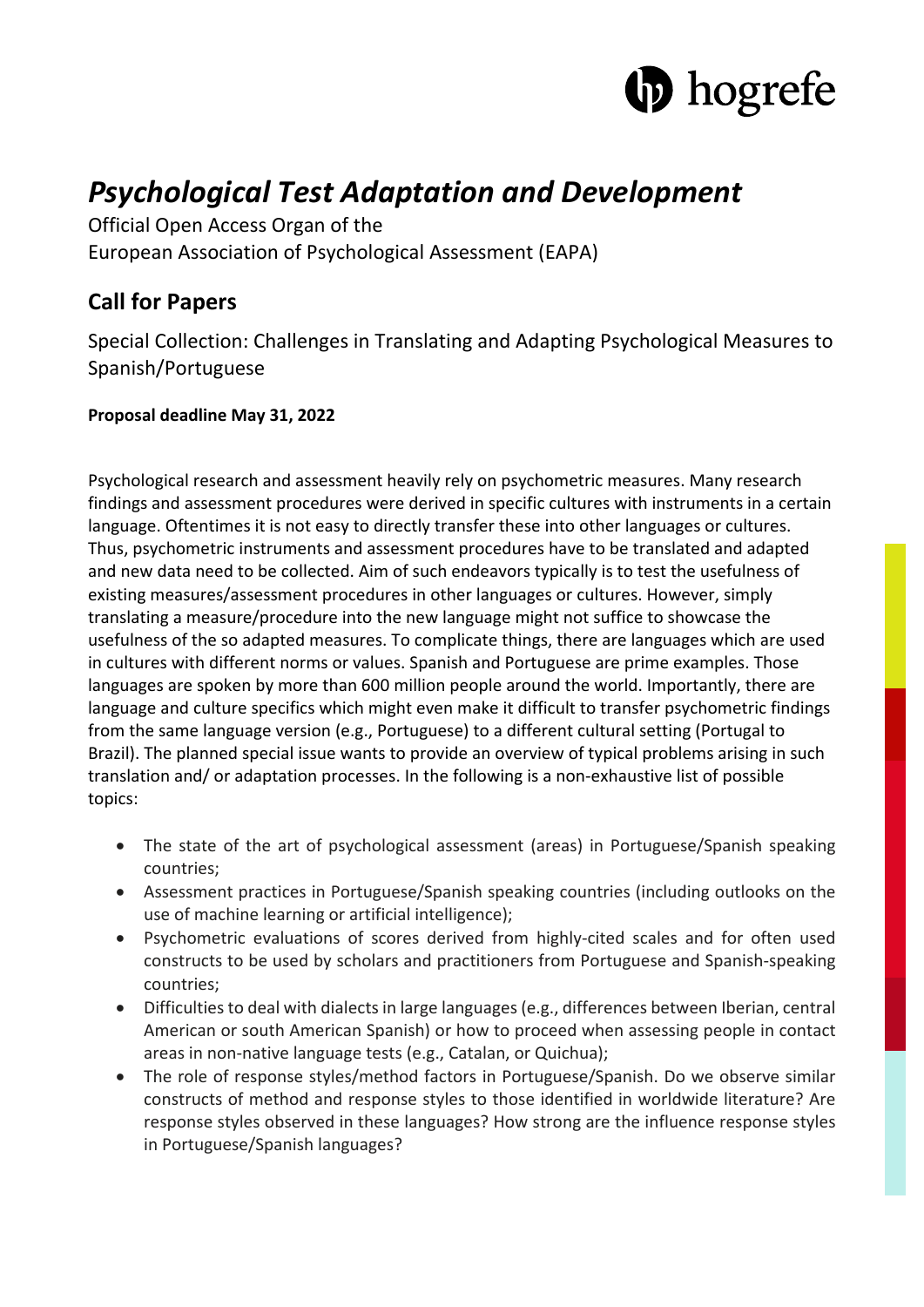# *Psychological Test Adaptation and Development*

Official Open Access Organ of the
European Association of Psychological Assessment (EAPA)

## Call for Papers

Special Collection: Challenges in Translating and Adapting Psychological Measures to Spanish/Portuguese

**Proposal deadline May 31, 2022**

Psychological research and assessment heavily rely on psychometric measures. Many research findings and assessment procedures were derived in specific cultures with instruments in a certain language. Oftentimes it is not easy to directly transfer these into other languages or cultures. Thus, psychometric instruments and assessment procedures have to be translated and adapted and new data need to be collected. Aim of such endeavors typically is to test the usefulness of existing measures/assessment procedures in other languages or cultures. However, simply translating a measure/procedure into the new language might not suffice to showcase the usefulness of the so adapted measures. To complicate things, there are languages which are used in cultures with different norms or values. Spanish and Portuguese are prime examples. Those languages are spoken by more than 600 million people around the world. Importantly, there are language and culture specifics which might even make it difficult to transfer psychometric findings from the same language version (e.g., Portuguese) to a different cultural setting (Portugal to Brazil). The planned special issue wants to provide an overview of typical problems arising in such translation and/ or adaptation processes. In the following is a non-exhaustive list of possible topics:

- The state of the art of psychological assessment (areas) in Portuguese/Spanish speaking countries;
- Assessment practices in Portuguese/Spanish speaking countries (including outlooks on the use of machine learning or artificial intelligence);
- Psychometric evaluations of scores derived from highly-cited scales and for often used constructs to be used by scholars and practitioners from Portuguese and Spanish-speaking countries;
- Difficulties to deal with dialects in large languages (e.g., differences between Iberian, central American or south American Spanish) or how to proceed when assessing people in contact areas in non-native language tests (e.g., Catalan, or Quichua);
- The role of response styles/method factors in Portuguese/Spanish. Do we observe similar constructs of method and response styles to those identified in worldwide literature? Are response styles observed in these languages? How strong are the influence response styles in Portuguese/Spanish languages?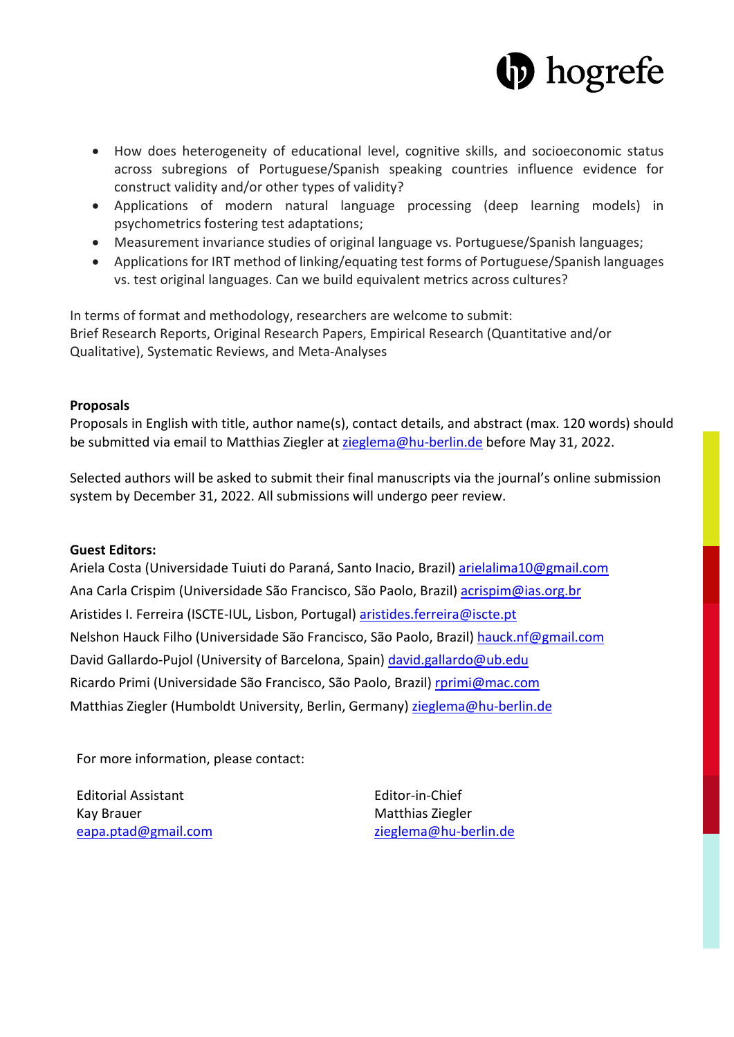- How does heterogeneity of educational level, cognitive skills, and socioeconomic status across subregions of Portuguese/Spanish speaking countries influence evidence for construct validity and/or other types of validity?
- Applications of modern natural language processing (deep learning models) in psychometrics fostering test adaptations;
- Measurement invariance studies of original language vs. Portuguese/Spanish languages;
- Applications for IRT method of linking/equating test forms of Portuguese/Spanish languages vs. test original languages. Can we build equivalent metrics across cultures?

In terms of format and methodology, researchers are welcome to submit:
Brief Research Reports, Original Research Papers, Empirical Research (Quantitative and/or Qualitative), Systematic Reviews, and Meta-Analyses

**Proposals**

Proposals in English with title, author name(s), contact details, and abstract (max. 120 words) should be submitted via email to Matthias Ziegler at zieglema@hu-berlin.de before May 31, 2022.

Selected authors will be asked to submit their final manuscripts via the journal's online submission system by December 31, 2022. All submissions will undergo peer review.

**Guest Editors:**

Ariela Costa (Universidade Tuiuti do Paraná, Santo Inacio, Brazil) arielalima10@gmail.com

Ana Carla Crispim (Universidade São Francisco, São Paolo, Brazil) acrispim@ias.org.br

Aristides I. Ferreira (ISCTE-IUL, Lisbon, Portugal) aristides.ferreira@iscte.pt

Nelshon Hauck Filho (Universidade São Francisco, São Paolo, Brazil) hauck.nf@gmail.com

David Gallardo-Pujol (University of Barcelona, Spain) david.gallardo@ub.edu

Ricardo Primi (Universidade São Francisco, São Paolo, Brazil) rprimi@mac.com

Matthias Ziegler (Humboldt University, Berlin, Germany) zieglema@hu-berlin.de

For more information, please contact:

Editorial Assistant
Kay Brauer
eapa.ptad@gmail.com

Editor-in-Chief
Matthias Ziegler
zieglema@hu-berlin.de